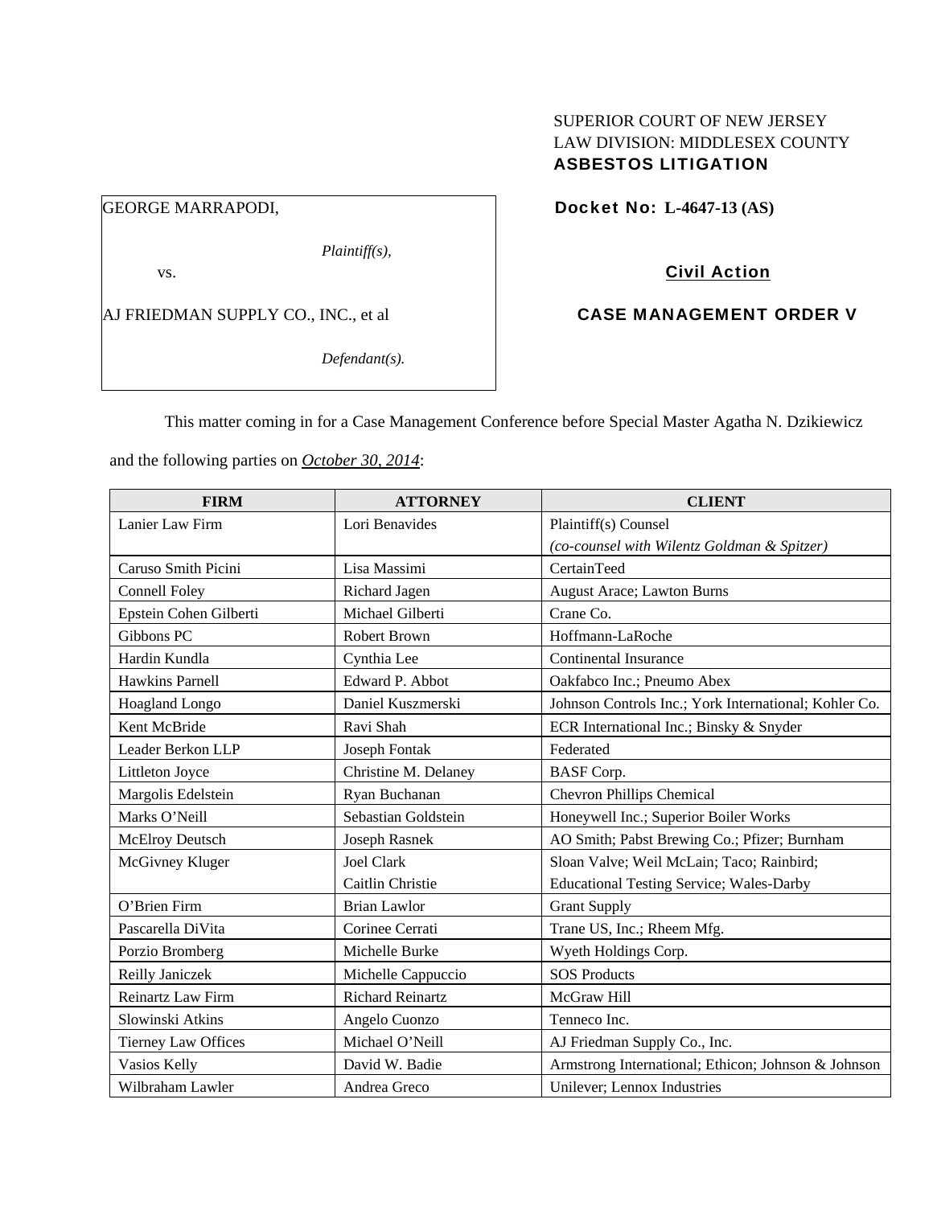SUPERIOR COURT OF NEW JERSEY
LAW DIVISION: MIDDLESEX COUNTY
**ASBESTOS LITIGATION**

GEORGE MARRAPODI,

*Plaintiff(s),*

vs.

AJ FRIEDMAN SUPPLY CO., INC., et al

*Defendant(s).*

**Docket No: L-4647-13 (AS)**

**Civil Action**

**CASE MANAGEMENT ORDER V**

This matter coming in for a Case Management Conference before Special Master Agatha N. Dzikiewicz and the following parties on *October 30, 2014*:

| FIRM | ATTORNEY | CLIENT |
|---|---|---|
| Lanier Law Firm | Lori Benavides | Plaintiff(s) Counsel *(co-counsel with Wilentz Goldman & Spitzer)* |
| Caruso Smith Picini | Lisa Massimi | CertainTeed |
| Connell Foley | Richard Jagen | August Arace; Lawton Burns |
| Epstein Cohen Gilberti | Michael Gilberti | Crane Co. |
| Gibbons PC | Robert Brown | Hoffmann-LaRoche |
| Hardin Kundla | Cynthia Lee | Continental Insurance |
| Hawkins Parnell | Edward P. Abbot | Oakfabco Inc.; Pneumo Abex |
| Hoagland Longo | Daniel Kuszmerski | Johnson Controls Inc.; York International; Kohler Co. |
| Kent McBride | Ravi Shah | ECR International Inc.; Binsky & Snyder |
| Leader Berkon LLP | Joseph Fontak | Federated |
| Littleton Joyce | Christine M. Delaney | BASF Corp. |
| Margolis Edelstein | Ryan Buchanan | Chevron Phillips Chemical |
| Marks O'Neill | Sebastian Goldstein | Honeywell Inc.; Superior Boiler Works |
| McElroy Deutsch | Joseph Rasnek | AO Smith; Pabst Brewing Co.; Pfizer; Burnham |
| McGivney Kluger | Joel Clark<br>Caitlin Christie | Sloan Valve; Weil McLain; Taco; Rainbird; Educational Testing Service; Wales-Darby |
| O'Brien Firm | Brian Lawlor | Grant Supply |
| Pascarella DiVita | Corinee Cerrati | Trane US, Inc.; Rheem Mfg. |
| Porzio Bromberg | Michelle Burke | Wyeth Holdings Corp. |
| Reilly Janiczek | Michelle Cappuccio | SOS Products |
| Reinartz Law Firm | Richard Reinartz | McGraw Hill |
| Slowinski Atkins | Angelo Cuonzo | Tenneco Inc. |
| Tierney Law Offices | Michael O'Neill | AJ Friedman Supply Co., Inc. |
| Vasios Kelly | David W. Badie | Armstrong International; Ethicon; Johnson & Johnson |
| Wilbraham Lawler | Andrea Greco | Unilever; Lennox Industries |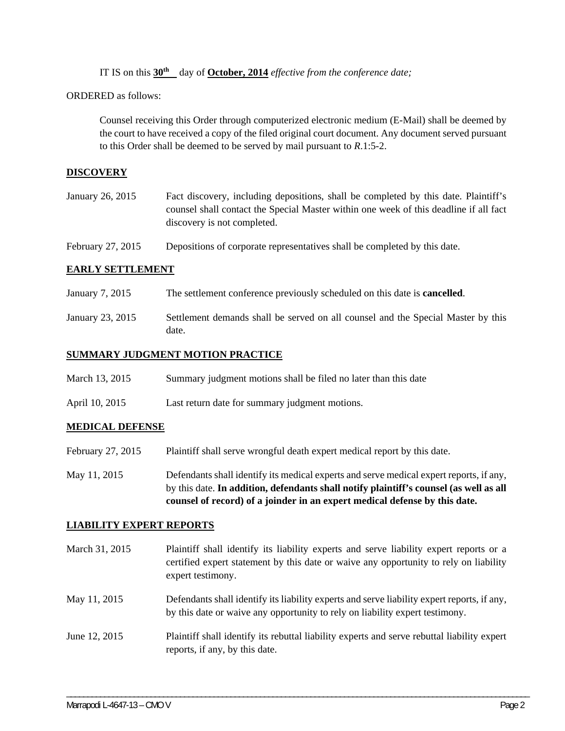IT IS on this **30[th]** day of **October, 2014** *effective from the conference date;*

ORDERED as follows:

Counsel receiving this Order through computerized electronic medium (E-Mail) shall be deemed by the court to have received a copy of the filed original court document. Any document served pursuant to this Order shall be deemed to be served by mail pursuant to *R*.1:5-2.

**DISCOVERY**

| | |
|---|---|
| January 26, 2015 | Fact discovery, including depositions, shall be completed by this date. Plaintiff's counsel shall contact the Special Master within one week of this deadline if all fact discovery is not completed. |
| February 27, 2015 | Depositions of corporate representatives shall be completed by this date. |

**EARLY SETTLEMENT**

| | |
|---|---|
| January 7, 2015 | The settlement conference previously scheduled on this date is **cancelled**. |
| January 23, 2015 | Settlement demands shall be served on all counsel and the Special Master by this date. |

**SUMMARY JUDGMENT MOTION PRACTICE**

| | |
|---|---|
| March 13, 2015 | Summary judgment motions shall be filed no later than this date |
| April 10, 2015 | Last return date for summary judgment motions. |

**MEDICAL DEFENSE**

| | |
|---|---|
| February 27, 2015 | Plaintiff shall serve wrongful death expert medical report by this date. |
| May 11, 2015 | Defendants shall identify its medical experts and serve medical expert reports, if any, by this date. **In addition, defendants shall notify plaintiff's counsel (as well as all counsel of record) of a joinder in an expert medical defense by this date.** |

**LIABILITY EXPERT REPORTS**

| | |
|---|---|
| March 31, 2015 | Plaintiff shall identify its liability experts and serve liability expert reports or a certified expert statement by this date or waive any opportunity to rely on liability expert testimony. |
| May 11, 2015 | Defendants shall identify its liability experts and serve liability expert reports, if any, by this date or waive any opportunity to rely on liability expert testimony. |
| June 12, 2015 | Plaintiff shall identify its rebuttal liability experts and serve rebuttal liability expert reports, if any, by this date. |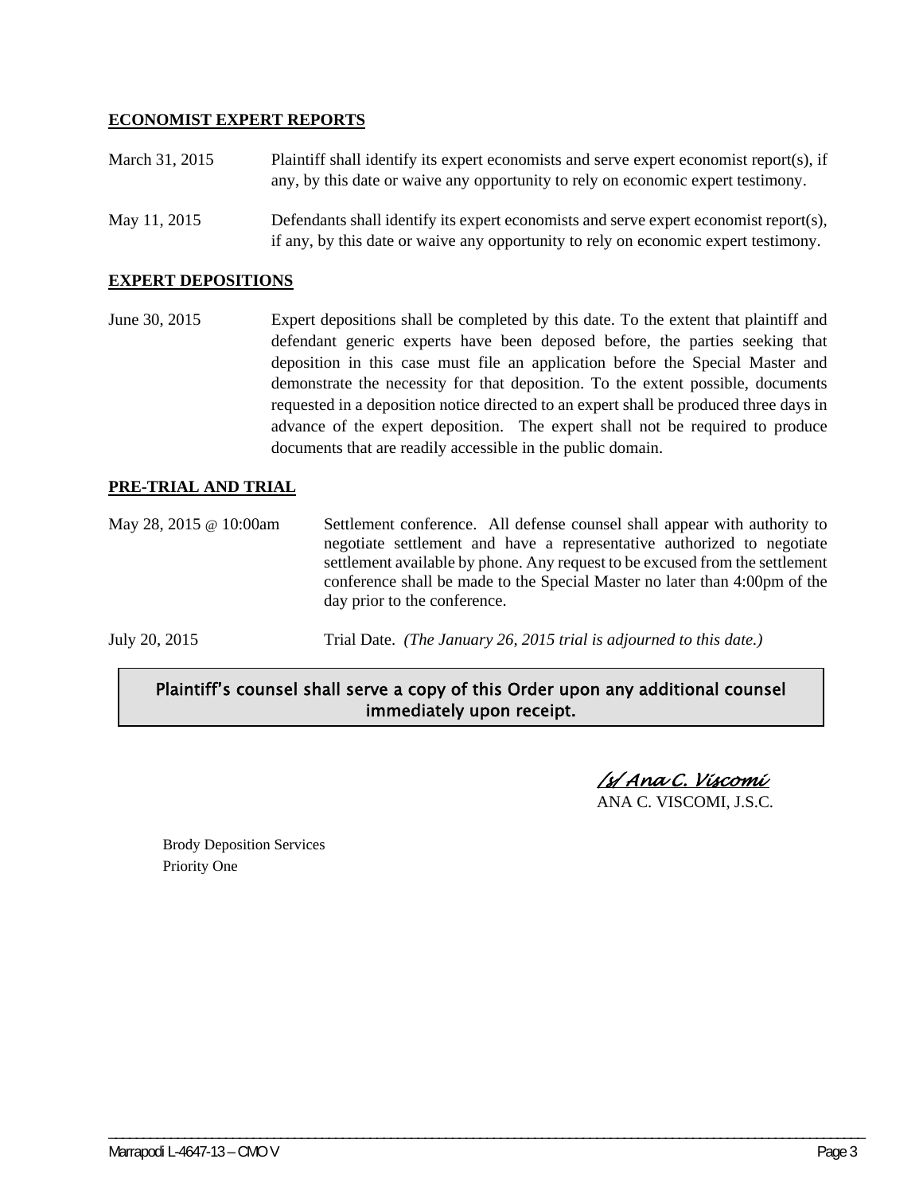**ECONOMIST EXPERT REPORTS**

| | |
|---|---|
| March 31, 2015 | Plaintiff shall identify its expert economists and serve expert economist report(s), if any, by this date or waive any opportunity to rely on economic expert testimony. |
| May 11, 2015 | Defendants shall identify its expert economists and serve expert economist report(s), if any, by this date or waive any opportunity to rely on economic expert testimony. |

**EXPERT DEPOSITIONS**

| | |
|---|---|
| June 30, 2015 | Expert depositions shall be completed by this date. To the extent that plaintiff and defendant generic experts have been deposed before, the parties seeking that deposition in this case must file an application before the Special Master and demonstrate the necessity for that deposition. To the extent possible, documents requested in a deposition notice directed to an expert shall be produced three days in advance of the expert deposition. The expert shall not be required to produce documents that are readily accessible in the public domain. |

**PRE-TRIAL AND TRIAL**

| | |
|---|---|
| May 28, 2015 @ 10:00am | Settlement conference. All defense counsel shall appear with authority to negotiate settlement and have a representative authorized to negotiate settlement available by phone. Any request to be excused from the settlement conference shall be made to the Special Master no later than 4:00pm of the day prior to the conference. |
| July 20, 2015 | Trial Date. *(The January 26, 2015 trial is adjourned to this date.)* |

**Plaintiff's counsel shall serve a copy of this Order upon any additional counsel immediately upon receipt.**

*/s/ Ana C. Viscomi*
ANA C. VISCOMI, J.S.C.

Brody Deposition Services
Priority One